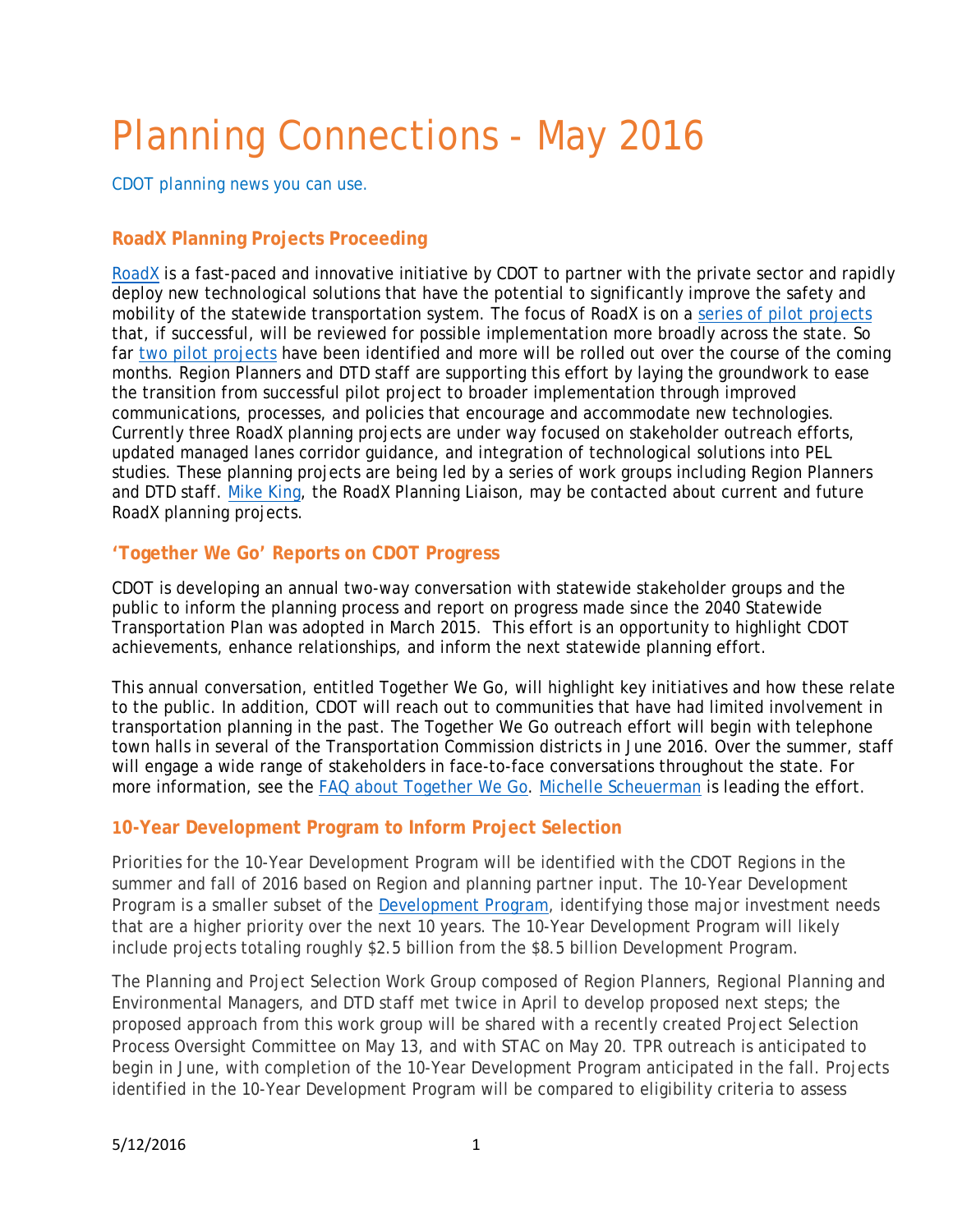# Planning Connections - May 2016

CDOT planning news you can use.

### RoadX Planning Projects Proceeding

RoadX is a fast-paced and innovative initiative by CDOT to partner with the private sector and rapidly deploy new technological solutions that have the potential to significantly improve the safety and mobility of the statewide transportation system. The focus of RoadX is on a series of pilot projects that, if successful, will be reviewed for possible implementation more broadly across the state. So far two pilot projects have been identified and more will be rolled out over the course of the coming months. Region Planners and DTD staff are supporting this effort by laying the groundwork to ease the transition from successful pilot project to broader implementation through improved communications, processes, and policies that encourage and accommodate new technologies. Currently three RoadX planning projects are under way focused on stakeholder outreach efforts, updated managed lanes corridor guidance, and integration of technological solutions into PEL studies. These planning projects are being led by a series of work groups including Region Planners and DTD staff. Mike King, the RoadX Planning Liaison, may be contacted about current and future RoadX planning projects.

### 'Together We Go' Reports on CDOT Progress

CDOT is developing an annual two-way conversation with statewide stakeholder groups and the public to inform the planning process and report on progress made since the 2040 Statewide Transportation Plan was adopted in March 2015. This effort is an opportunity to highlight CDOT achievements, enhance relationships, and inform the next statewide planning effort.

This annual conversation, entitled Together We Go, will highlight key initiatives and how these relate to the public. In addition, CDOT will reach out to communities that have had limited involvement in transportation planning in the past. The Together We Go outreach effort will begin with telephone town halls in several of the Transportation Commission districts in June 2016. Over the summer, staff will engage a wide range of stakeholders in face-to-face conversations throughout the state. For more information, see the FAQ about Together We Go. Michelle Scheuerman is leading the effort.

### 10-Year Development Program to Inform Project Selection

Priorities for the 10-Year Development Program will be identified with the CDOT Regions in the summer and fall of 2016 based on Region and planning partner input. The 10-Year Development Program is a smaller subset of the Development Program, identifying those major investment needs that are a higher priority over the next 10 years. The 10-Year Development Program will likely include projects totaling roughly $2.5 billion from the $8.5 billion Development Program.

The Planning and Project Selection Work Group composed of Region Planners, Regional Planning and Environmental Managers, and DTD staff met twice in April to develop proposed next steps; the proposed approach from this work group will be shared with a recently created Project Selection Process Oversight Committee on May 13, and with STAC on May 20. TPR outreach is anticipated to begin in June, with completion of the 10-Year Development Program anticipated in the fall. Projects identified in the 10-Year Development Program will be compared to eligibility criteria to assess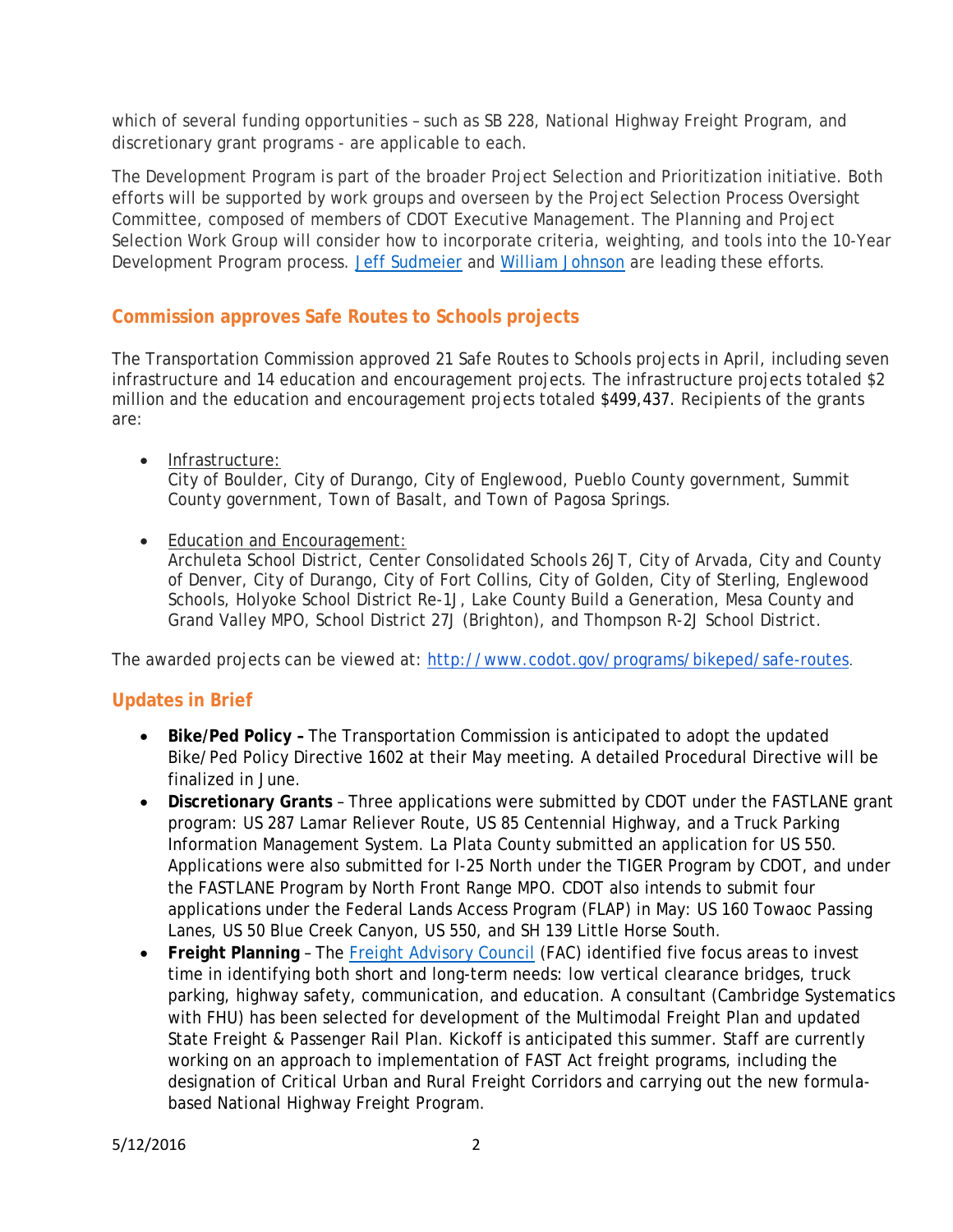which of several funding opportunities – such as SB 228, National Highway Freight Program, and discretionary grant programs - are applicable to each.

The Development Program is part of the broader Project Selection and Prioritization initiative. Both efforts will be supported by work groups and overseen by the Project Selection Process Oversight Committee, composed of members of CDOT Executive Management. The Planning and Project Selection Work Group will consider how to incorporate criteria, weighting, and tools into the 10-Year Development Program process. Jeff Sudmeier and William Johnson are leading these efforts.

## Commission approves Safe Routes to Schools projects

The Transportation Commission approved 21 Safe Routes to Schools projects in April, including seven infrastructure and 14 education and encouragement projects. The infrastructure projects totaled $2 million and the education and encouragement projects totaled $499,437. Recipients of the grants are:

- Infrastructure:
  City of Boulder, City of Durango, City of Englewood, Pueblo County government, Summit County government, Town of Basalt, and Town of Pagosa Springs.

- Education and Encouragement:
  Archuleta School District, Center Consolidated Schools 26JT, City of Arvada, City and County of Denver, City of Durango, City of Fort Collins, City of Golden, City of Sterling, Englewood Schools, Holyoke School District Re-1J, Lake County Build a Generation, Mesa County and Grand Valley MPO, School District 27J (Brighton), and Thompson R-2J School District.

The awarded projects can be viewed at: http://www.codot.gov/programs/bikeped/safe-routes.

## Updates in Brief

- **Bike/Ped Policy –** The Transportation Commission is anticipated to adopt the updated Bike/Ped Policy Directive 1602 at their May meeting. A detailed Procedural Directive will be finalized in June.
- **Discretionary Grants** – Three applications were submitted by CDOT under the FASTLANE grant program: US 287 Lamar Reliever Route, US 85 Centennial Highway, and a Truck Parking Information Management System. La Plata County submitted an application for US 550. Applications were also submitted for I-25 North under the TIGER Program by CDOT, and under the FASTLANE Program by North Front Range MPO. CDOT also intends to submit four applications under the Federal Lands Access Program (FLAP) in May: US 160 Towaoc Passing Lanes, US 50 Blue Creek Canyon, US 550, and SH 139 Little Horse South.
- **Freight Planning** – The Freight Advisory Council (FAC) identified five focus areas to invest time in identifying both short and long-term needs: low vertical clearance bridges, truck parking, highway safety, communication, and education. A consultant (Cambridge Systematics with FHU) has been selected for development of the Multimodal Freight Plan and updated State Freight & Passenger Rail Plan. Kickoff is anticipated this summer. Staff are currently working on an approach to implementation of FAST Act freight programs, including the designation of Critical Urban and Rural Freight Corridors and carrying out the new formula-based National Highway Freight Program.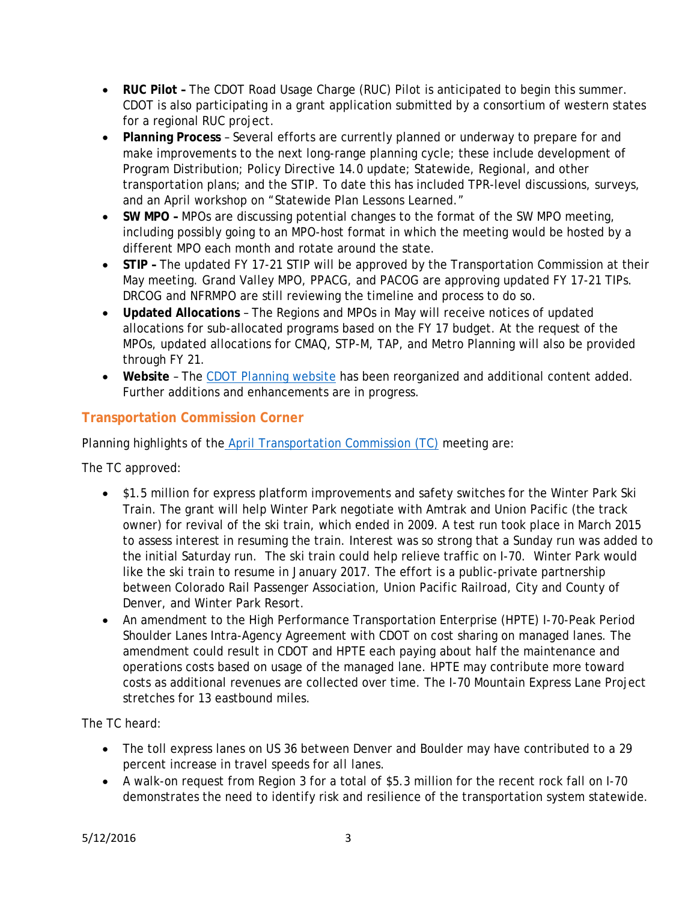- **RUC Pilot –** The CDOT Road Usage Charge (RUC) Pilot is anticipated to begin this summer. CDOT is also participating in a grant application submitted by a consortium of western states for a regional RUC project.
- **Planning Process** – Several efforts are currently planned or underway to prepare for and make improvements to the next long-range planning cycle; these include development of Program Distribution; Policy Directive 14.0 update; Statewide, Regional, and other transportation plans; and the STIP. To date this has included TPR-level discussions, surveys, and an April workshop on "Statewide Plan Lessons Learned."
- **SW MPO –** MPOs are discussing potential changes to the format of the SW MPO meeting, including possibly going to an MPO-host format in which the meeting would be hosted by a different MPO each month and rotate around the state.
- **STIP –** The updated FY 17-21 STIP will be approved by the Transportation Commission at their May meeting. Grand Valley MPO, PPACG, and PACOG are approving updated FY 17-21 TIPs. DRCOG and NFRMPO are still reviewing the timeline and process to do so.
- **Updated Allocations** – The Regions and MPOs in May will receive notices of updated allocations for sub-allocated programs based on the FY 17 budget. At the request of the MPOs, updated allocations for CMAQ, STP-M, TAP, and Metro Planning will also be provided through FY 21.
- **Website** – The CDOT Planning website has been reorganized and additional content added. Further additions and enhancements are in progress.

## Transportation Commission Corner

Planning highlights of the April Transportation Commission (TC) meeting are:

The TC approved:

- $1.5 million for express platform improvements and safety switches for the Winter Park Ski Train. The grant will help Winter Park negotiate with Amtrak and Union Pacific (the track owner) for revival of the ski train, which ended in 2009. A test run took place in March 2015 to assess interest in resuming the train. Interest was so strong that a Sunday run was added to the initial Saturday run. The ski train could help relieve traffic on I-70. Winter Park would like the ski train to resume in January 2017. The effort is a public-private partnership between Colorado Rail Passenger Association, Union Pacific Railroad, City and County of Denver, and Winter Park Resort.
- An amendment to the High Performance Transportation Enterprise (HPTE) I-70-Peak Period Shoulder Lanes Intra-Agency Agreement with CDOT on cost sharing on managed lanes. The amendment could result in CDOT and HPTE each paying about half the maintenance and operations costs based on usage of the managed lane. HPTE may contribute more toward costs as additional revenues are collected over time. The I-70 Mountain Express Lane Project stretches for 13 eastbound miles.

The TC heard:

- The toll express lanes on US 36 between Denver and Boulder may have contributed to a 29 percent increase in travel speeds for all lanes.
- A walk-on request from Region 3 for a total of $5.3 million for the recent rock fall on I-70 demonstrates the need to identify risk and resilience of the transportation system statewide.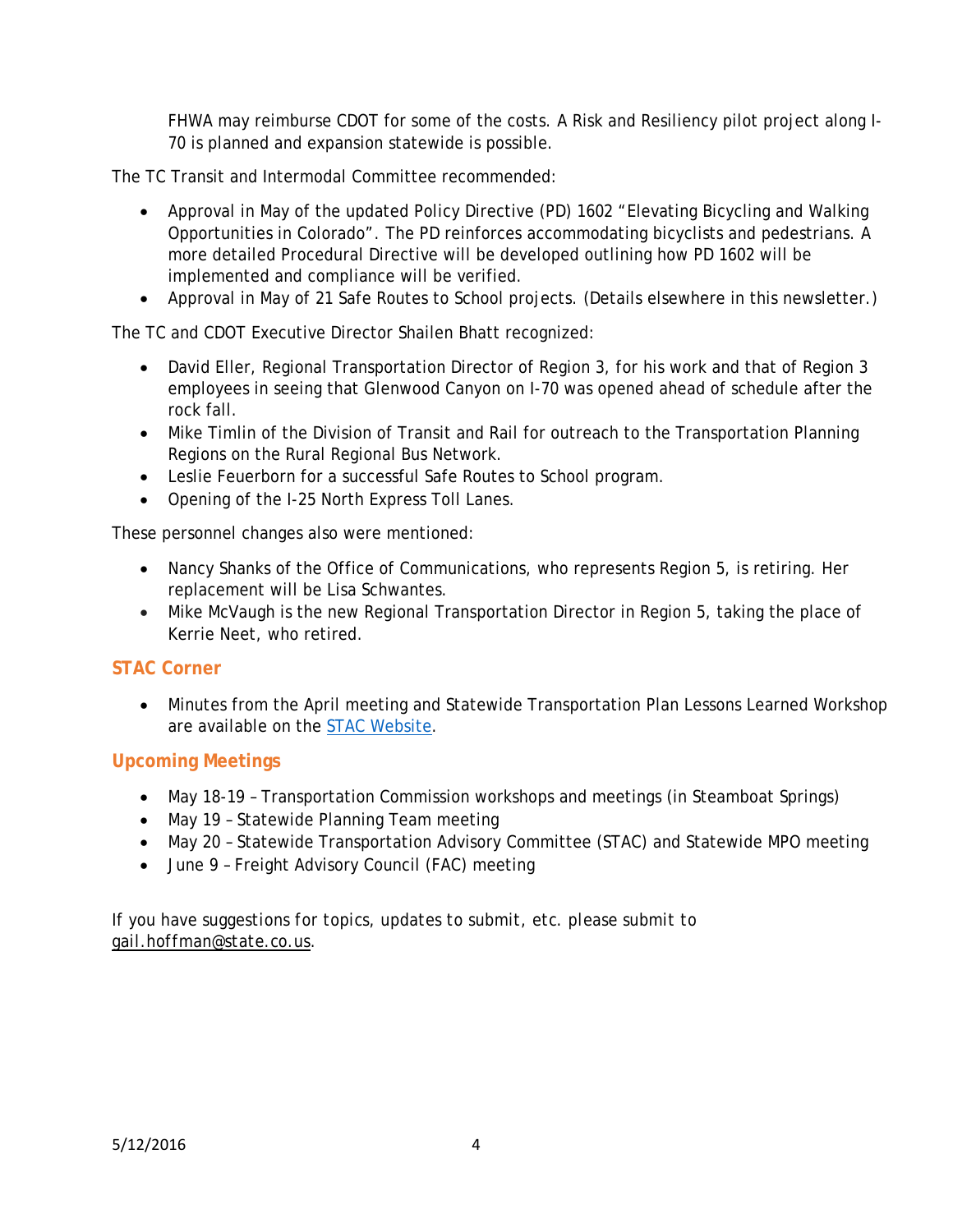FHWA may reimburse CDOT for some of the costs. A Risk and Resiliency pilot project along I-70 is planned and expansion statewide is possible.

The TC Transit and Intermodal Committee recommended:

- Approval in May of the updated Policy Directive (PD) 1602 "Elevating Bicycling and Walking Opportunities in Colorado". The PD reinforces accommodating bicyclists and pedestrians. A more detailed Procedural Directive will be developed outlining how PD 1602 will be implemented and compliance will be verified.
- Approval in May of 21 Safe Routes to School projects. (Details elsewhere in this newsletter.)

The TC and CDOT Executive Director Shailen Bhatt recognized:

- David Eller, Regional Transportation Director of Region 3, for his work and that of Region 3 employees in seeing that Glenwood Canyon on I-70 was opened ahead of schedule after the rock fall.
- Mike Timlin of the Division of Transit and Rail for outreach to the Transportation Planning Regions on the Rural Regional Bus Network.
- Leslie Feuerborn for a successful Safe Routes to School program.
- Opening of the I-25 North Express Toll Lanes.

These personnel changes also were mentioned:

- Nancy Shanks of the Office of Communications, who represents Region 5, is retiring. Her replacement will be Lisa Schwantes.
- Mike McVaugh is the new Regional Transportation Director in Region 5, taking the place of Kerrie Neet, who retired.

### STAC Corner

- Minutes from the April meeting and Statewide Transportation Plan Lessons Learned Workshop are available on the STAC Website.

### Upcoming Meetings

- May 18-19 – Transportation Commission workshops and meetings (in Steamboat Springs)
- May 19 – Statewide Planning Team meeting
- May 20 – Statewide Transportation Advisory Committee (STAC) and Statewide MPO meeting
- June 9 – Freight Advisory Council (FAC) meeting

If you have suggestions for topics, updates to submit, etc. please submit to gail.hoffman@state.co.us.

5/12/2016